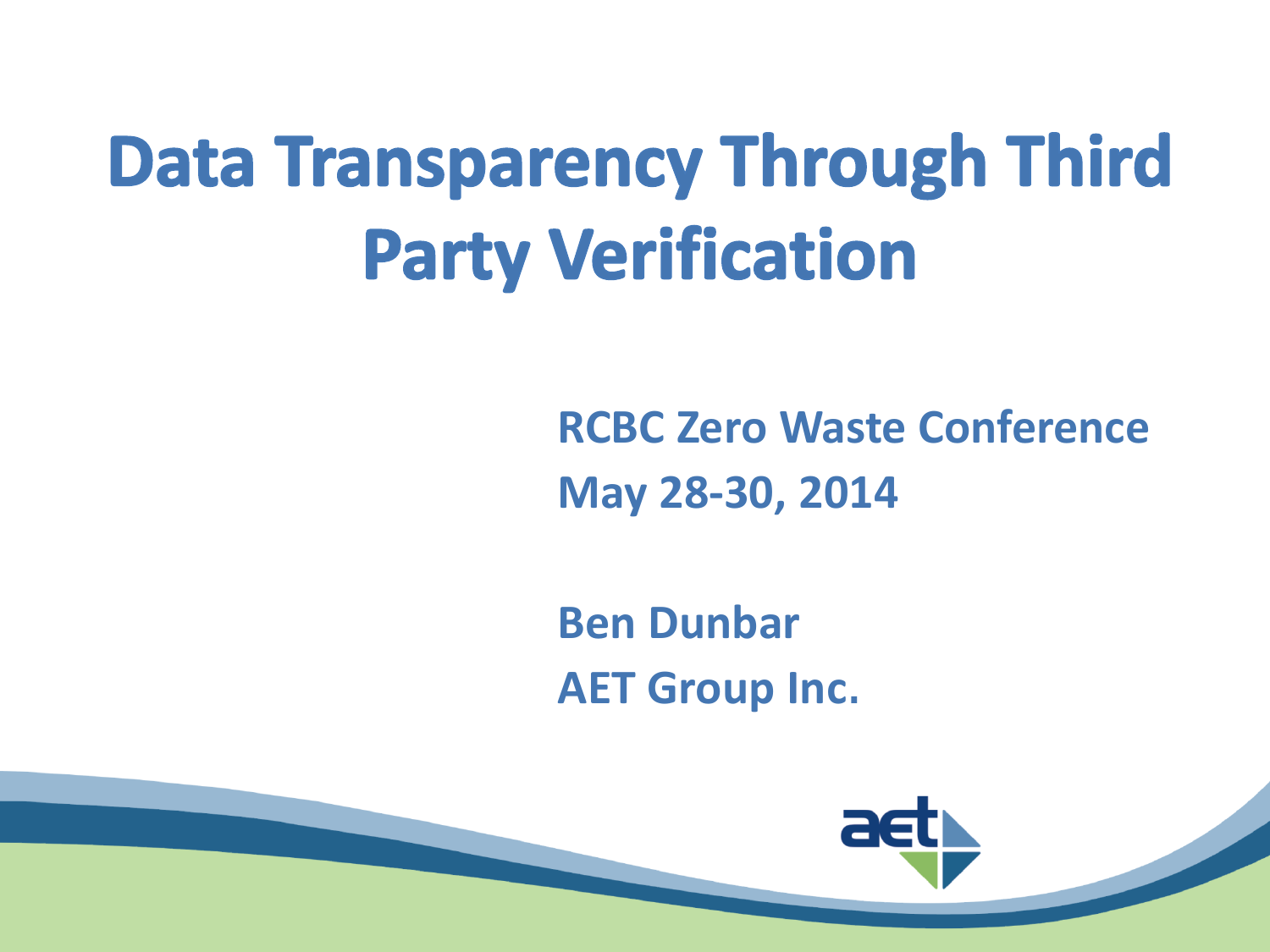# Data Transparency Through Third Party Verification

**RCBC Zero Waste Conference**
**May 28-30, 2014**

**Ben Dunbar**
**AET Group Inc.**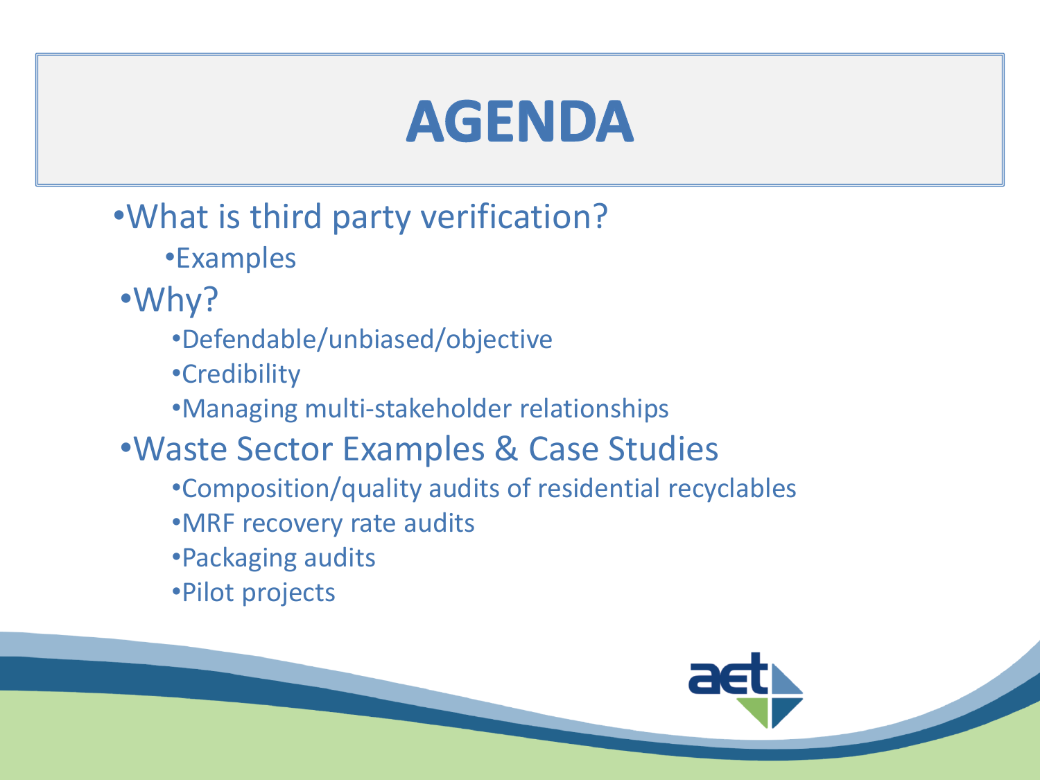# AGENDA

- What is third party verification?
  - Examples
- Why?
  - Defendable/unbiased/objective
  - Credibility
  - Managing multi-stakeholder relationships
- Waste Sector Examples & Case Studies
  - Composition/quality audits of residential recyclables
  - MRF recovery rate audits
  - Packaging audits
  - Pilot projects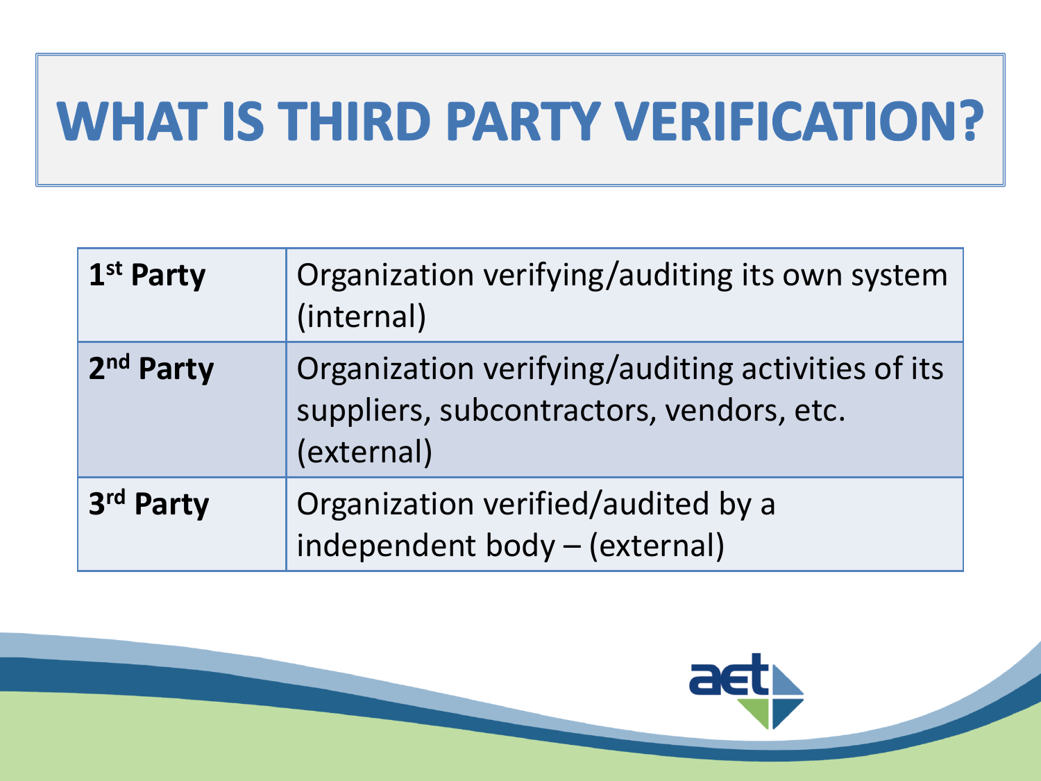# WHAT IS THIRD PARTY VERIFICATION?

| | |
|---|---|
| **1st Party** | Organization verifying/auditing its own system (internal) |
| **2nd Party** | Organization verifying/auditing activities of its suppliers, subcontractors, vendors, etc. (external) |
| **3rd Party** | Organization verified/audited by a independent body – (external) |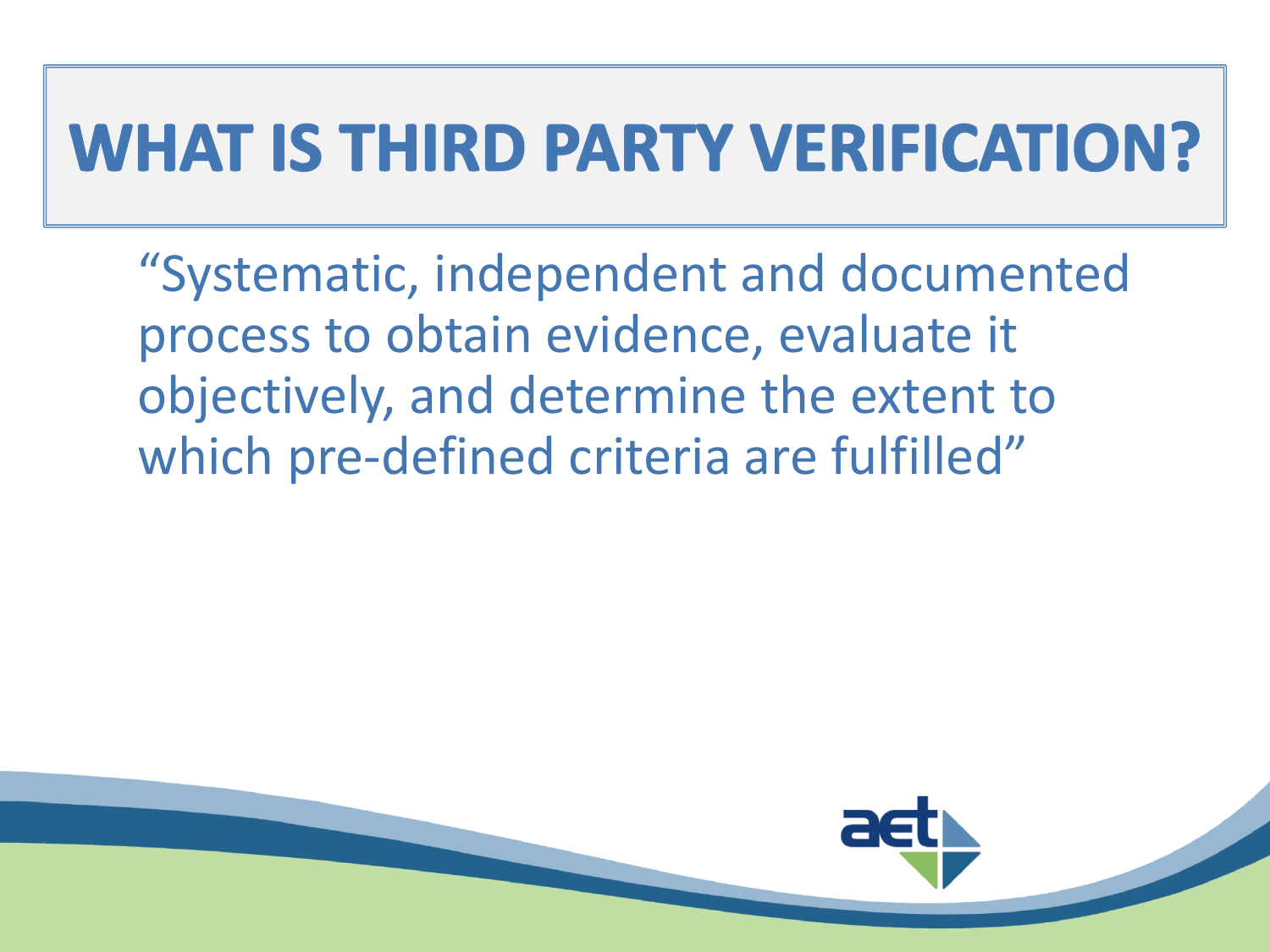# WHAT IS THIRD PARTY VERIFICATION?

"Systematic, independent and documented process to obtain evidence, evaluate it objectively, and determine the extent to which pre-defined criteria are fulfilled"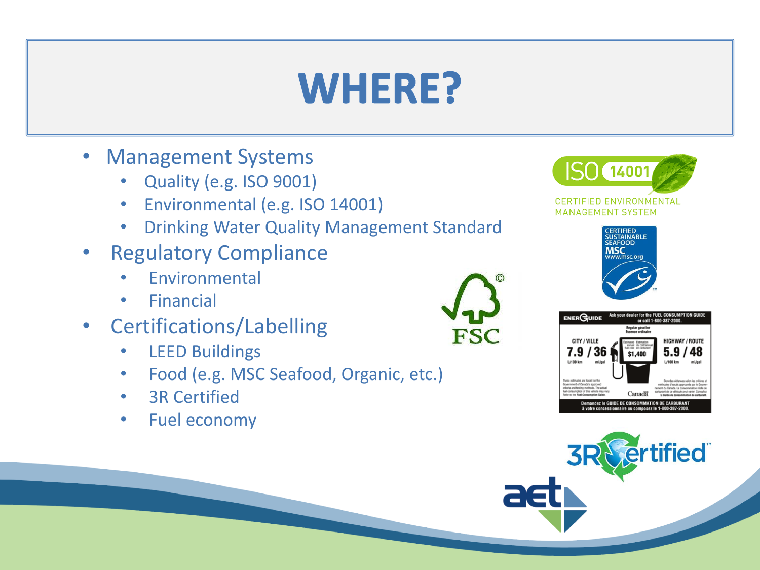# WHERE?

- Management Systems
  - Quality (e.g. ISO 9001)
  - Environmental (e.g. ISO 14001)
  - Drinking Water Quality Management Standard
- Regulatory Compliance
  - Environmental
  - Financial
- Certifications/Labelling
  - LEED Buildings
  - Food (e.g. MSC Seafood, Organic, etc.)
  - 3R Certified
  - Fuel economy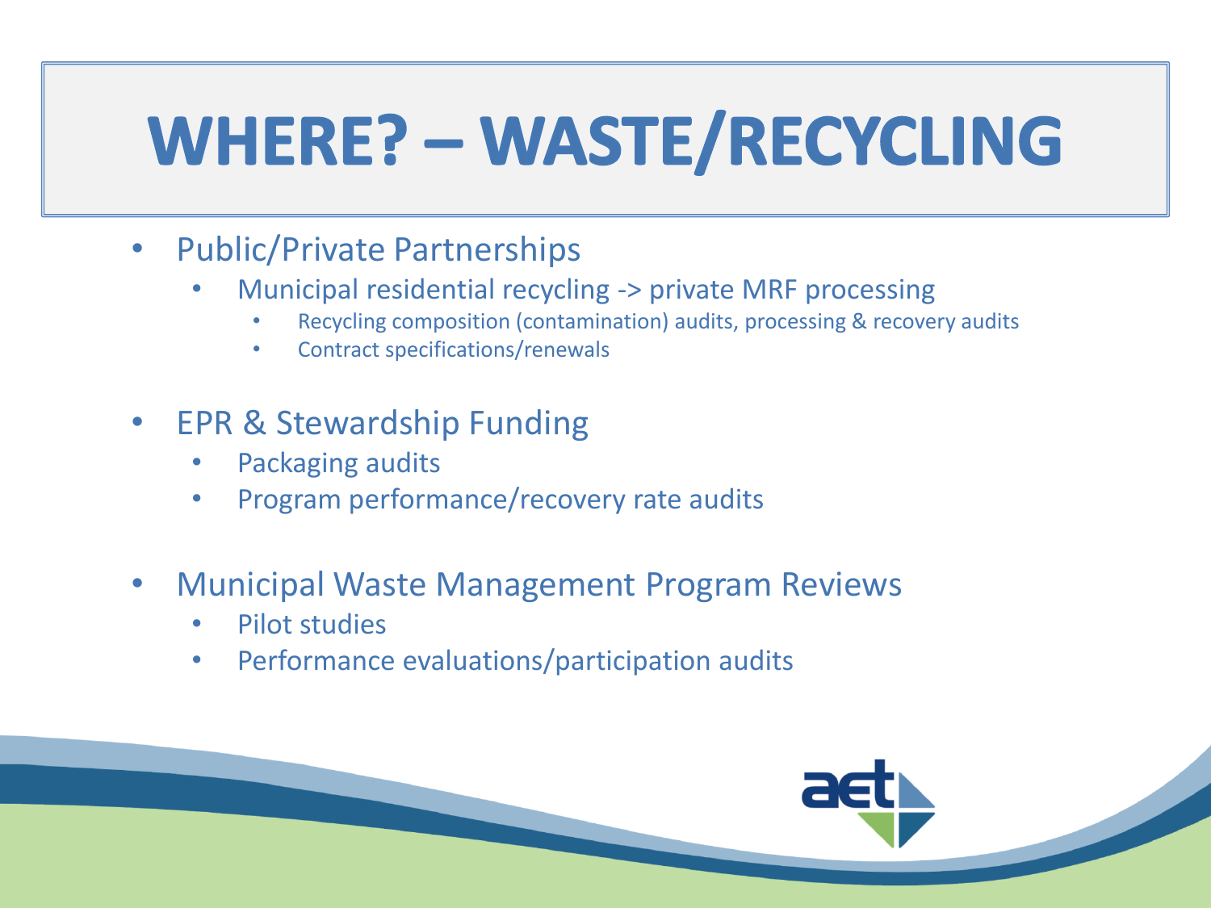# WHERE? – WASTE/RECYCLING

- Public/Private Partnerships
  - Municipal residential recycling -> private MRF processing
    - Recycling composition (contamination) audits, processing & recovery audits
    - Contract specifications/renewals
- EPR & Stewardship Funding
  - Packaging audits
  - Program performance/recovery rate audits
- Municipal Waste Management Program Reviews
  - Pilot studies
  - Performance evaluations/participation audits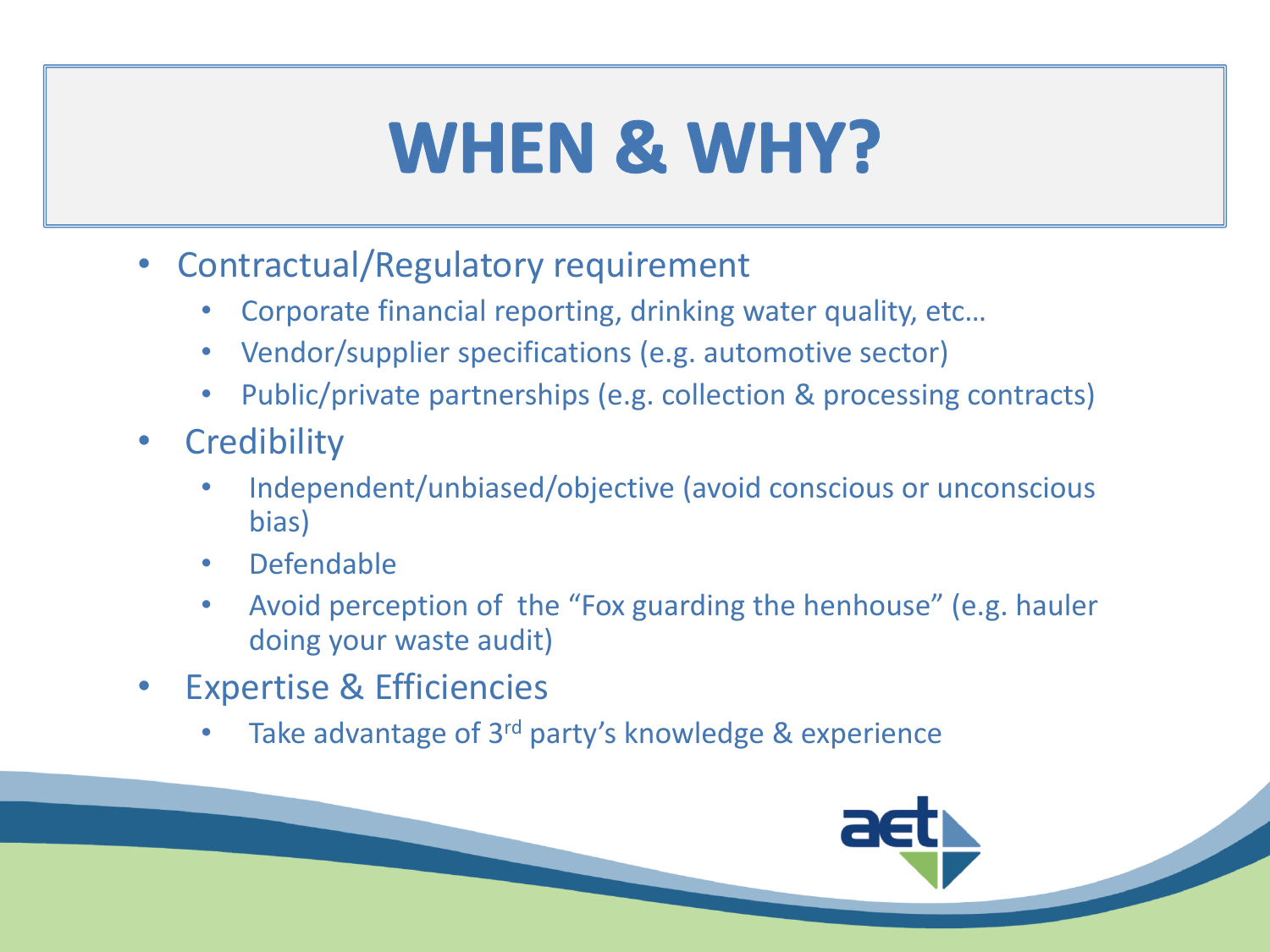# WHEN & WHY?

- Contractual/Regulatory requirement
  - Corporate financial reporting, drinking water quality, etc…
  - Vendor/supplier specifications (e.g. automotive sector)
  - Public/private partnerships (e.g. collection & processing contracts)
- Credibility
  - Independent/unbiased/objective (avoid conscious or unconscious bias)
  - Defendable
  - Avoid perception of the "Fox guarding the henhouse" (e.g. hauler doing your waste audit)
- Expertise & Efficiencies
  - Take advantage of 3rd party's knowledge & experience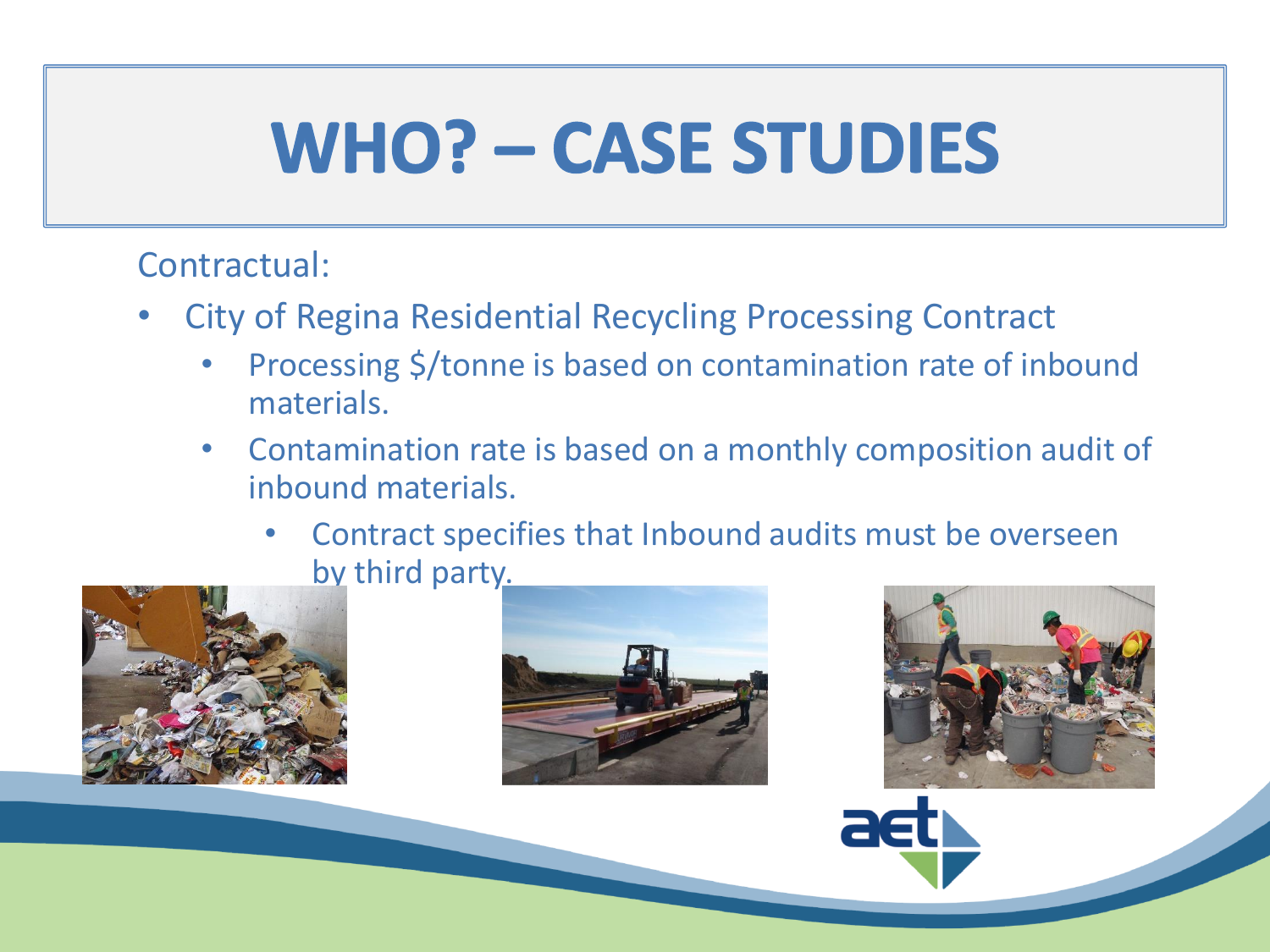# WHO? – CASE STUDIES

Contractual:

- City of Regina Residential Recycling Processing Contract
  - Processing $/tonne is based on contamination rate of inbound materials.
  - Contamination rate is based on a monthly composition audit of inbound materials.
    - Contract specifies that Inbound audits must be overseen by third party.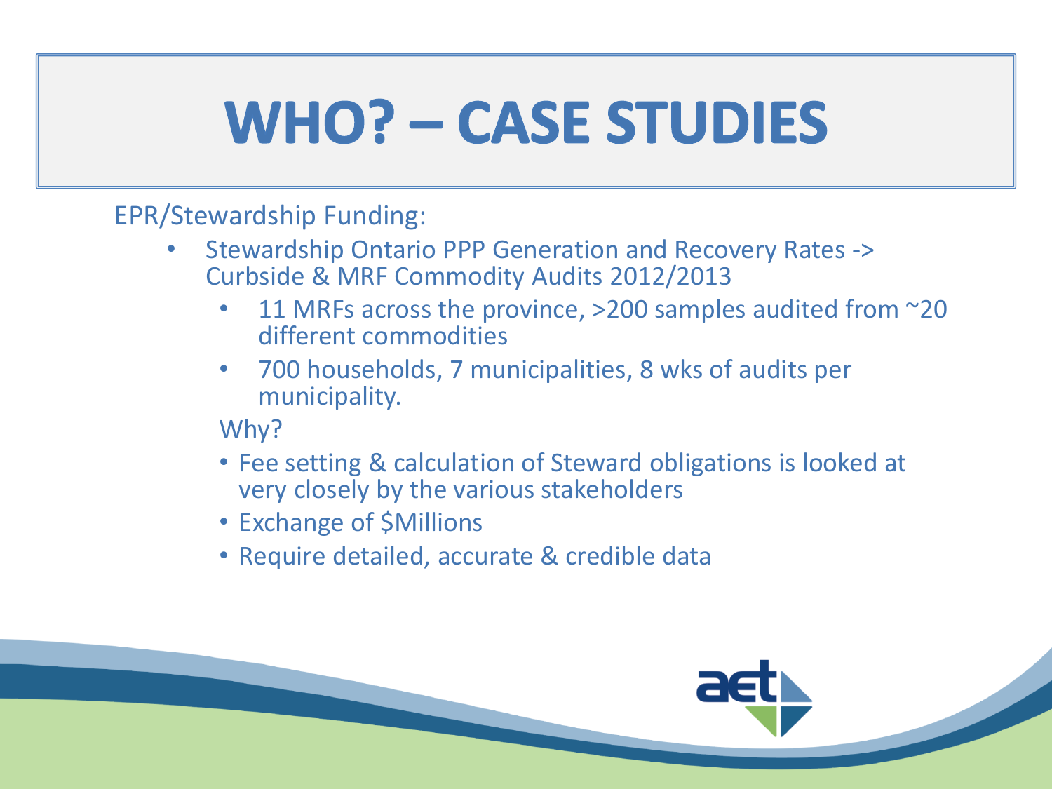# WHO? – CASE STUDIES

EPR/Stewardship Funding:

- Stewardship Ontario PPP Generation and Recovery Rates -> Curbside & MRF Commodity Audits 2012/2013
  - 11 MRFs across the province, >200 samples audited from ~20 different commodities
  - 700 households, 7 municipalities, 8 wks of audits per municipality.

  Why?

  - Fee setting & calculation of Steward obligations is looked at very closely by the various stakeholders
  - Exchange of $Millions
  - Require detailed, accurate & credible data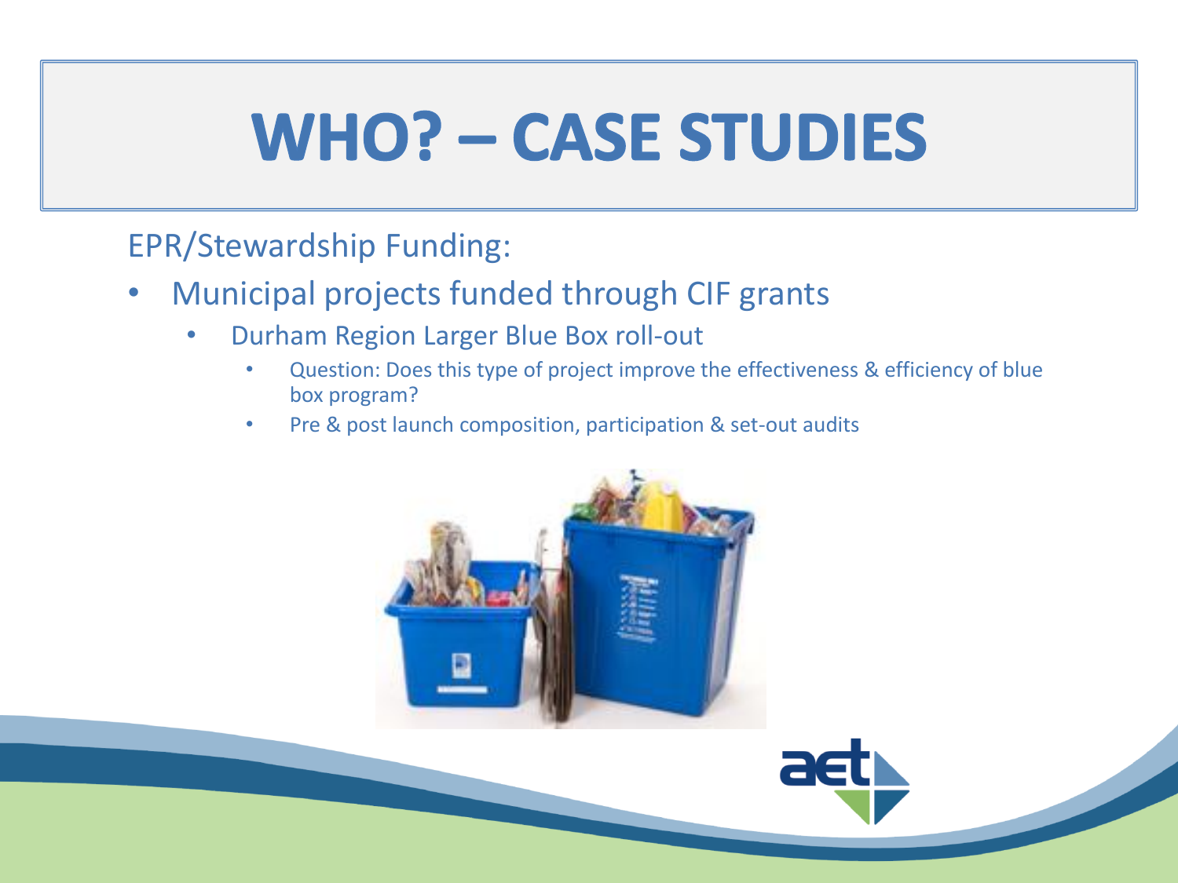# WHO? – CASE STUDIES

EPR/Stewardship Funding:

- Municipal projects funded through CIF grants
  - Durham Region Larger Blue Box roll-out
    - Question: Does this type of project improve the effectiveness & efficiency of blue box program?
    - Pre & post launch composition, participation & set-out audits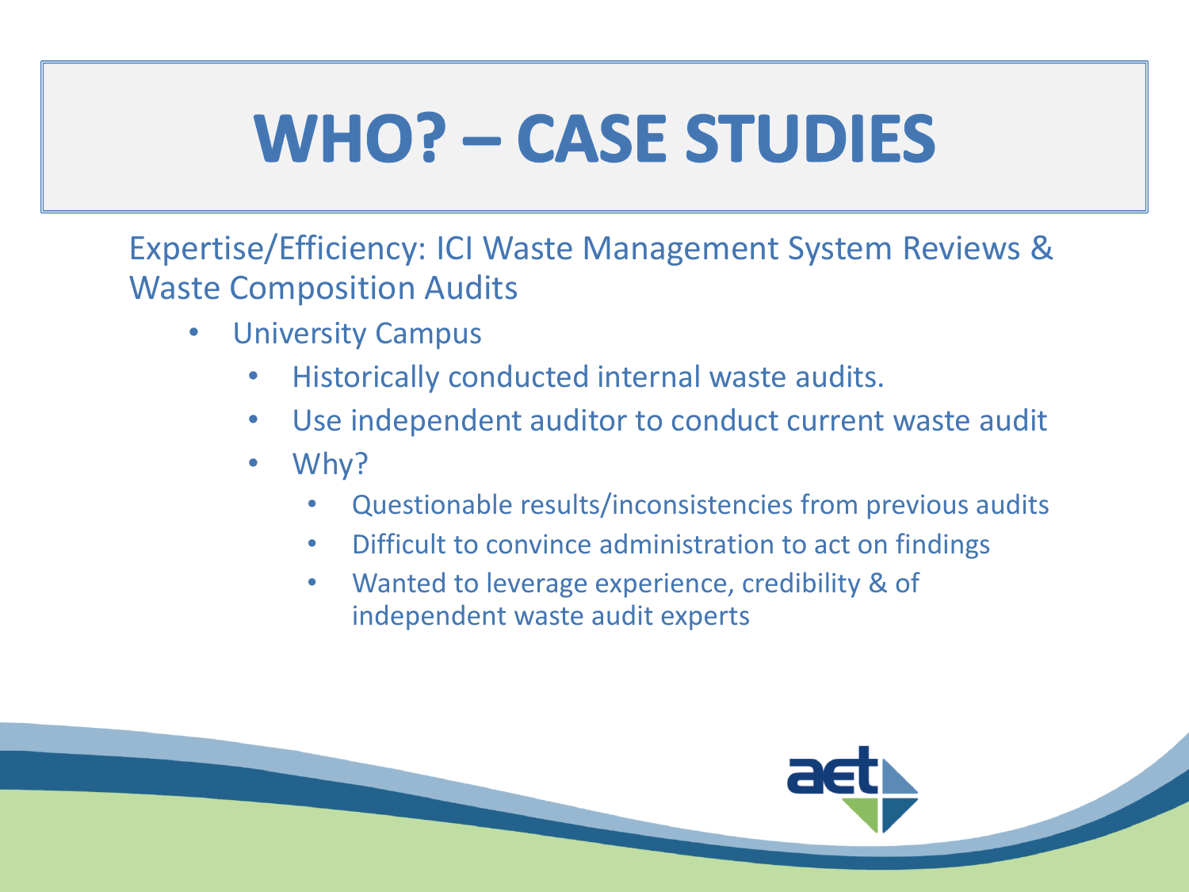# WHO? – CASE STUDIES

Expertise/Efficiency: ICI Waste Management System Reviews & Waste Composition Audits

- University Campus
  - Historically conducted internal waste audits.
  - Use independent auditor to conduct current waste audit
  - Why?
    - Questionable results/inconsistencies from previous audits
    - Difficult to convince administration to act on findings
    - Wanted to leverage experience, credibility & of independent waste audit experts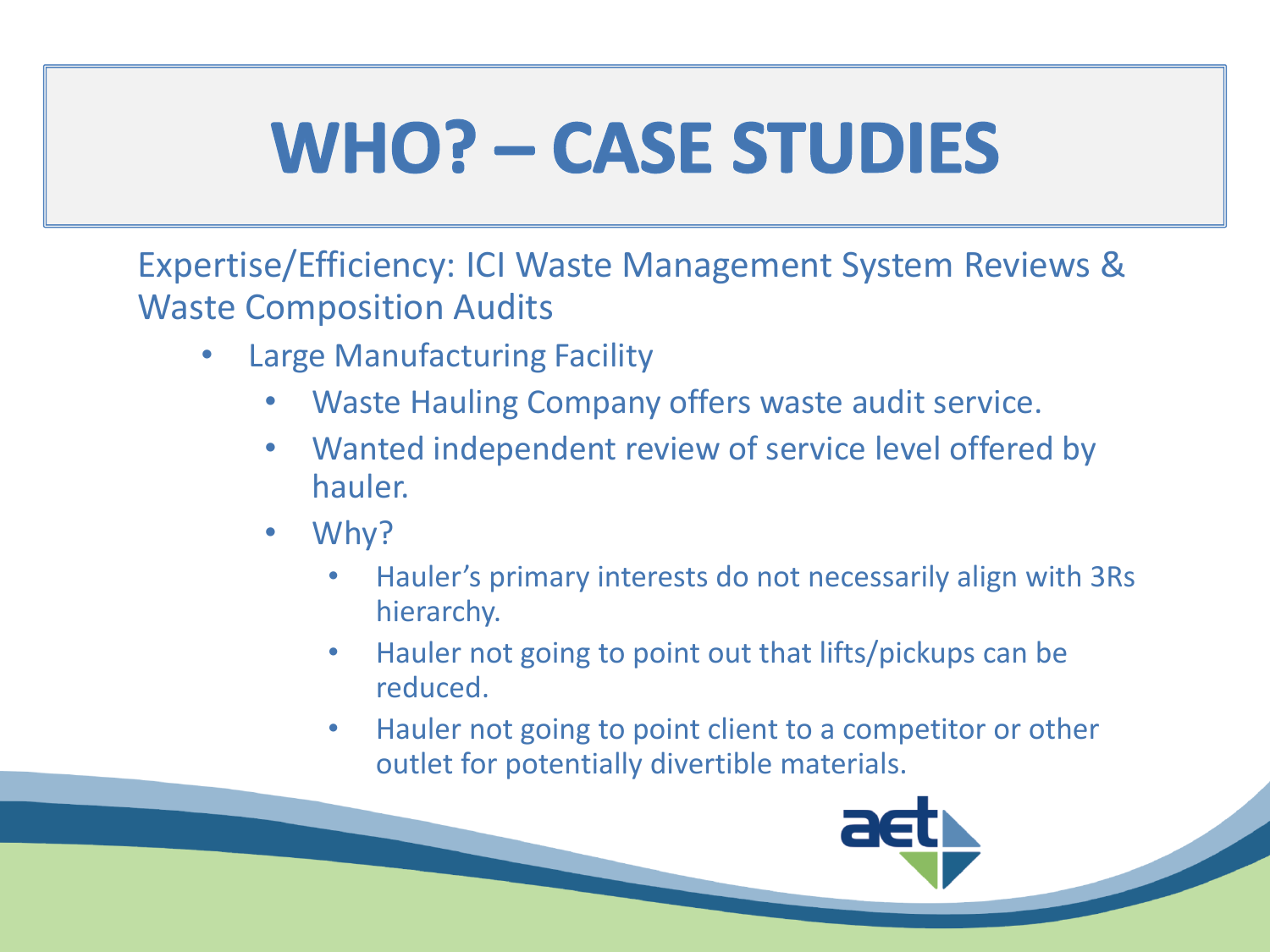# WHO? – CASE STUDIES

Expertise/Efficiency: ICI Waste Management System Reviews & Waste Composition Audits

- Large Manufacturing Facility
  - Waste Hauling Company offers waste audit service.
  - Wanted independent review of service level offered by hauler.
  - Why?
    - Hauler's primary interests do not necessarily align with 3Rs hierarchy.
    - Hauler not going to point out that lifts/pickups can be reduced.
    - Hauler not going to point client to a competitor or other outlet for potentially divertible materials.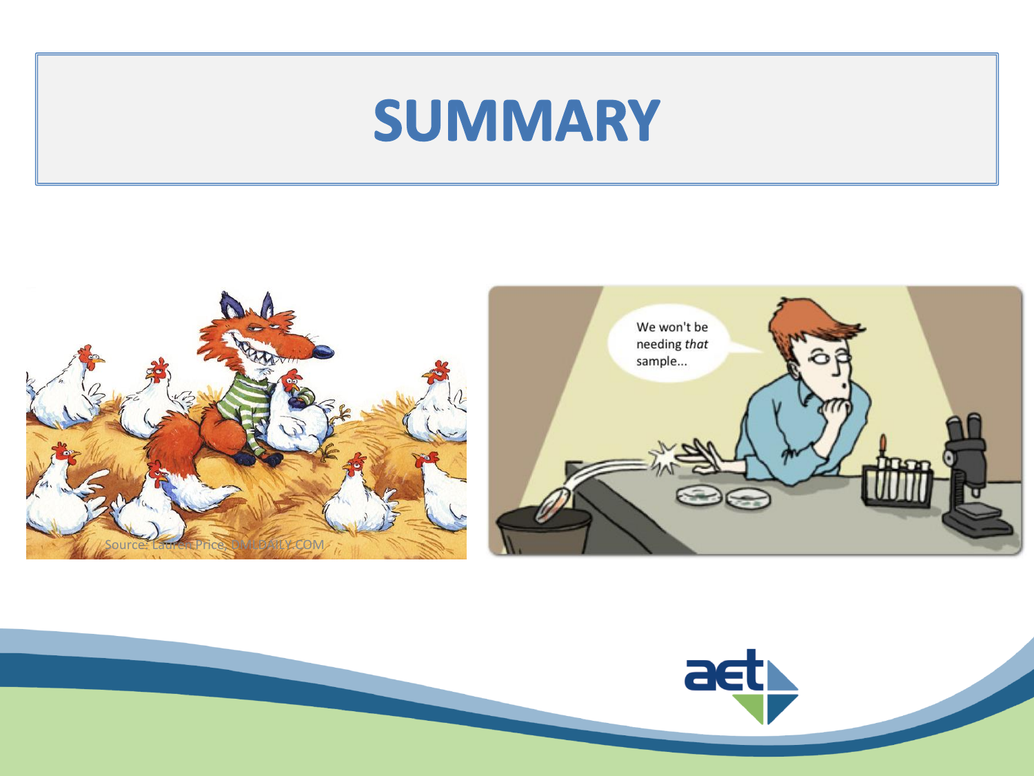# SUMMARY

Source: Laurent Price, DMLDAILY.COM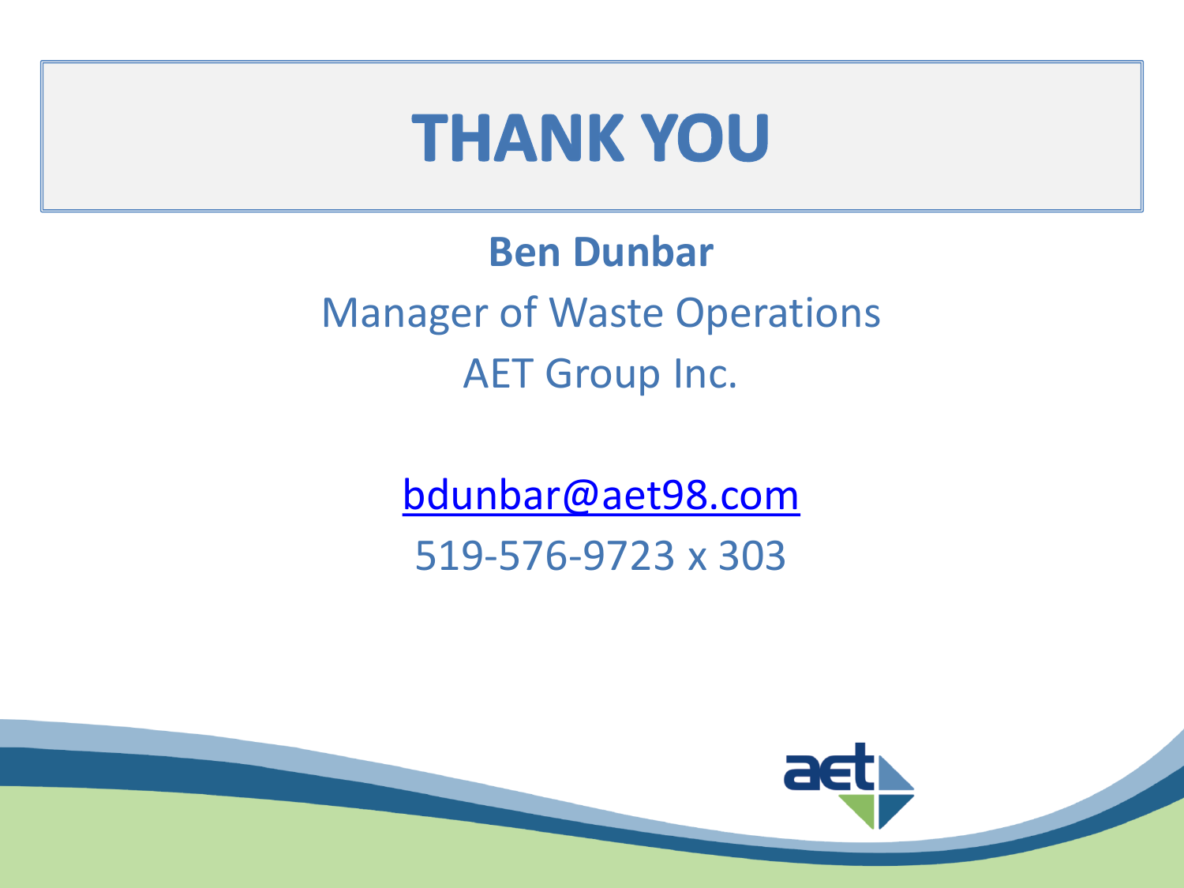# THANK YOU

**Ben Dunbar**

Manager of Waste Operations

AET Group Inc.

bdunbar@aet98.com

519-576-9723 x 303